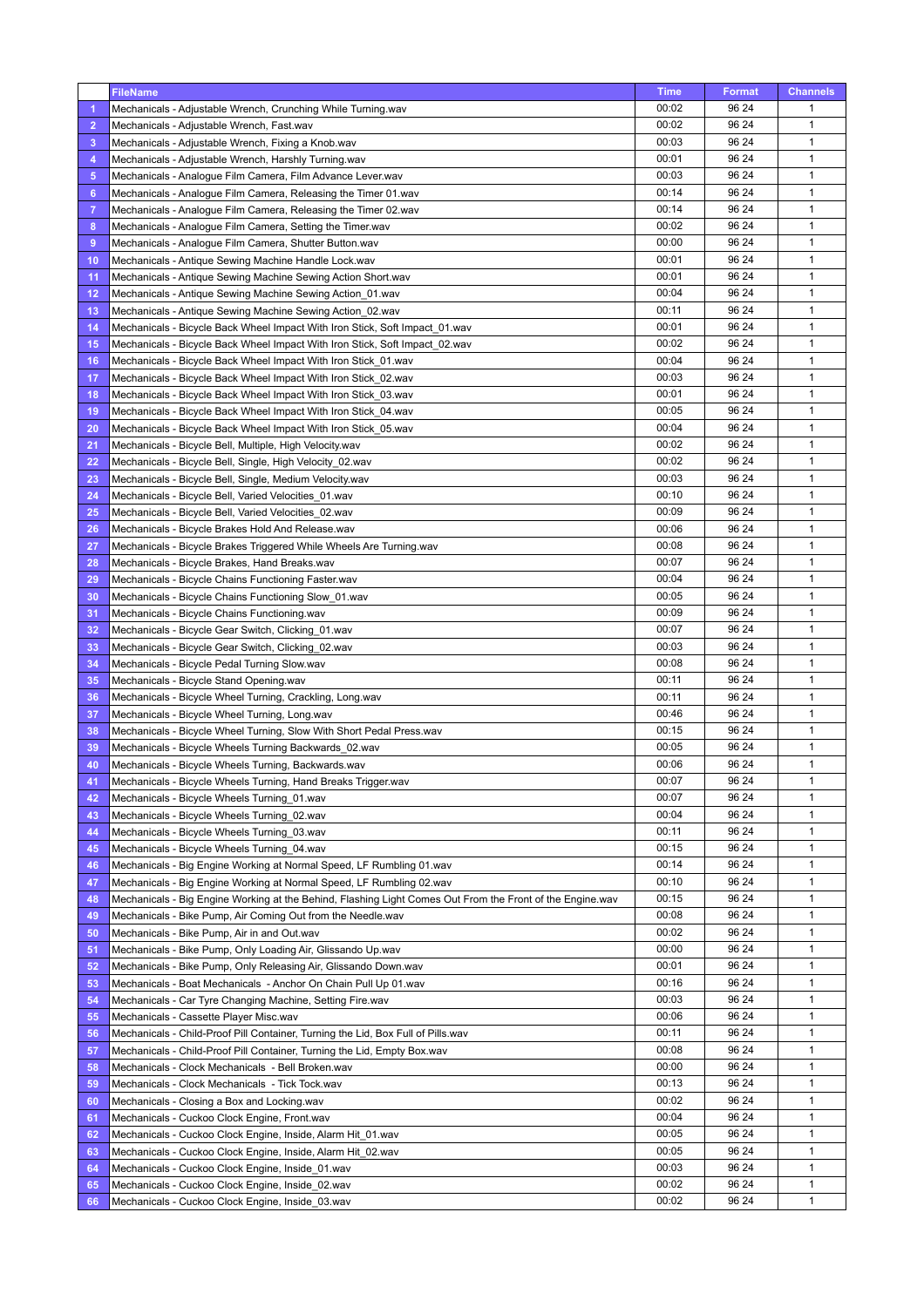|  | FileName | Time | Format | Channels |
|---|---|---|---|---|
| 1 | Mechanicals - Adjustable Wrench, Crunching While Turning.wav | 00:02 | 96 24 | 1 |
| 2 | Mechanicals - Adjustable Wrench, Fast.wav | 00:02 | 96 24 | 1 |
| 3 | Mechanicals - Adjustable Wrench, Fixing a Knob.wav | 00:03 | 96 24 | 1 |
| 4 | Mechanicals - Adjustable Wrench, Harshly Turning.wav | 00:01 | 96 24 | 1 |
| 5 | Mechanicals - Analogue Film Camera, Film Advance Lever.wav | 00:03 | 96 24 | 1 |
| 6 | Mechanicals - Analogue Film Camera, Releasing the Timer 01.wav | 00:14 | 96 24 | 1 |
| 7 | Mechanicals - Analogue Film Camera, Releasing the Timer 02.wav | 00:14 | 96 24 | 1 |
| 8 | Mechanicals - Analogue Film Camera, Setting the Timer.wav | 00:02 | 96 24 | 1 |
| 9 | Mechanicals - Analogue Film Camera, Shutter Button.wav | 00:00 | 96 24 | 1 |
| 10 | Mechanicals - Antique Sewing Machine Handle Lock.wav | 00:01 | 96 24 | 1 |
| 11 | Mechanicals - Antique Sewing Machine Sewing Action Short.wav | 00:01 | 96 24 | 1 |
| 12 | Mechanicals - Antique Sewing Machine Sewing Action_01.wav | 00:04 | 96 24 | 1 |
| 13 | Mechanicals - Antique Sewing Machine Sewing Action_02.wav | 00:11 | 96 24 | 1 |
| 14 | Mechanicals - Bicycle Back Wheel Impact With Iron Stick, Soft Impact_01.wav | 00:01 | 96 24 | 1 |
| 15 | Mechanicals - Bicycle Back Wheel Impact With Iron Stick, Soft Impact_02.wav | 00:02 | 96 24 | 1 |
| 16 | Mechanicals - Bicycle Back Wheel Impact With Iron Stick_01.wav | 00:04 | 96 24 | 1 |
| 17 | Mechanicals - Bicycle Back Wheel Impact With Iron Stick_02.wav | 00:03 | 96 24 | 1 |
| 18 | Mechanicals - Bicycle Back Wheel Impact With Iron Stick_03.wav | 00:01 | 96 24 | 1 |
| 19 | Mechanicals - Bicycle Back Wheel Impact With Iron Stick_04.wav | 00:05 | 96 24 | 1 |
| 20 | Mechanicals - Bicycle Back Wheel Impact With Iron Stick_05.wav | 00:04 | 96 24 | 1 |
| 21 | Mechanicals - Bicycle Bell, Multiple, High Velocity.wav | 00:02 | 96 24 | 1 |
| 22 | Mechanicals - Bicycle Bell, Single, High Velocity_02.wav | 00:02 | 96 24 | 1 |
| 23 | Mechanicals - Bicycle Bell, Single, Medium Velocity.wav | 00:03 | 96 24 | 1 |
| 24 | Mechanicals - Bicycle Bell, Varied Velocities_01.wav | 00:10 | 96 24 | 1 |
| 25 | Mechanicals - Bicycle Bell, Varied Velocities_02.wav | 00:09 | 96 24 | 1 |
| 26 | Mechanicals - Bicycle Brakes Hold And Release.wav | 00:06 | 96 24 | 1 |
| 27 | Mechanicals - Bicycle Brakes Triggered While Wheels Are Turning.wav | 00:08 | 96 24 | 1 |
| 28 | Mechanicals - Bicycle Brakes, Hand Breaks.wav | 00:07 | 96 24 | 1 |
| 29 | Mechanicals - Bicycle Chains Functioning Faster.wav | 00:04 | 96 24 | 1 |
| 30 | Mechanicals - Bicycle Chains Functioning Slow_01.wav | 00:05 | 96 24 | 1 |
| 31 | Mechanicals - Bicycle Chains Functioning.wav | 00:09 | 96 24 | 1 |
| 32 | Mechanicals - Bicycle Gear Switch, Clicking_01.wav | 00:07 | 96 24 | 1 |
| 33 | Mechanicals - Bicycle Gear Switch, Clicking_02.wav | 00:03 | 96 24 | 1 |
| 34 | Mechanicals - Bicycle Pedal Turning Slow.wav | 00:08 | 96 24 | 1 |
| 35 | Mechanicals - Bicycle Stand Opening.wav | 00:11 | 96 24 | 1 |
| 36 | Mechanicals - Bicycle Wheel Turning, Crackling, Long.wav | 00:11 | 96 24 | 1 |
| 37 | Mechanicals - Bicycle Wheel Turning, Long.wav | 00:46 | 96 24 | 1 |
| 38 | Mechanicals - Bicycle Wheel Turning, Slow With Short Pedal Press.wav | 00:15 | 96 24 | 1 |
| 39 | Mechanicals - Bicycle Wheels Turning Backwards_02.wav | 00:05 | 96 24 | 1 |
| 40 | Mechanicals - Bicycle Wheels Turning, Backwards.wav | 00:06 | 96 24 | 1 |
| 41 | Mechanicals - Bicycle Wheels Turning, Hand Breaks Trigger.wav | 00:07 | 96 24 | 1 |
| 42 | Mechanicals - Bicycle Wheels Turning_01.wav | 00:07 | 96 24 | 1 |
| 43 | Mechanicals - Bicycle Wheels Turning_02.wav | 00:04 | 96 24 | 1 |
| 44 | Mechanicals - Bicycle Wheels Turning_03.wav | 00:11 | 96 24 | 1 |
| 45 | Mechanicals - Bicycle Wheels Turning_04.wav | 00:15 | 96 24 | 1 |
| 46 | Mechanicals - Big Engine Working at Normal Speed, LF Rumbling 01.wav | 00:14 | 96 24 | 1 |
| 47 | Mechanicals - Big Engine Working at Normal Speed, LF Rumbling 02.wav | 00:10 | 96 24 | 1 |
| 48 | Mechanicals - Big Engine Working at the Behind, Flashing Light Comes Out From the Front of the Engine.wav | 00:15 | 96 24 | 1 |
| 49 | Mechanicals - Bike Pump, Air Coming Out from the Needle.wav | 00:08 | 96 24 | 1 |
| 50 | Mechanicals - Bike Pump, Air in and Out.wav | 00:02 | 96 24 | 1 |
| 51 | Mechanicals - Bike Pump, Only Loading Air, Glissando Up.wav | 00:00 | 96 24 | 1 |
| 52 | Mechanicals - Bike Pump, Only Releasing Air, Glissando Down.wav | 00:01 | 96 24 | 1 |
| 53 | Mechanicals - Boat Mechanicals - Anchor On Chain Pull Up 01.wav | 00:16 | 96 24 | 1 |
| 54 | Mechanicals - Car Tyre Changing Machine, Setting Fire.wav | 00:03 | 96 24 | 1 |
| 55 | Mechanicals - Cassette Player Misc.wav | 00:06 | 96 24 | 1 |
| 56 | Mechanicals - Child-Proof Pill Container, Turning the Lid, Box Full of Pills.wav | 00:11 | 96 24 | 1 |
| 57 | Mechanicals - Child-Proof Pill Container, Turning the Lid, Empty Box.wav | 00:08 | 96 24 | 1 |
| 58 | Mechanicals - Clock Mechanicals - Bell Broken.wav | 00:00 | 96 24 | 1 |
| 59 | Mechanicals - Clock Mechanicals - Tick Tock.wav | 00:13 | 96 24 | 1 |
| 60 | Mechanicals - Closing a Box and Locking.wav | 00:02 | 96 24 | 1 |
| 61 | Mechanicals - Cuckoo Clock Engine, Front.wav | 00:04 | 96 24 | 1 |
| 62 | Mechanicals - Cuckoo Clock Engine, Inside, Alarm Hit_01.wav | 00:05 | 96 24 | 1 |
| 63 | Mechanicals - Cuckoo Clock Engine, Inside, Alarm Hit_02.wav | 00:05 | 96 24 | 1 |
| 64 | Mechanicals - Cuckoo Clock Engine, Inside_01.wav | 00:03 | 96 24 | 1 |
| 65 | Mechanicals - Cuckoo Clock Engine, Inside_02.wav | 00:02 | 96 24 | 1 |
| 66 | Mechanicals - Cuckoo Clock Engine, Inside_03.wav | 00:02 | 96 24 | 1 |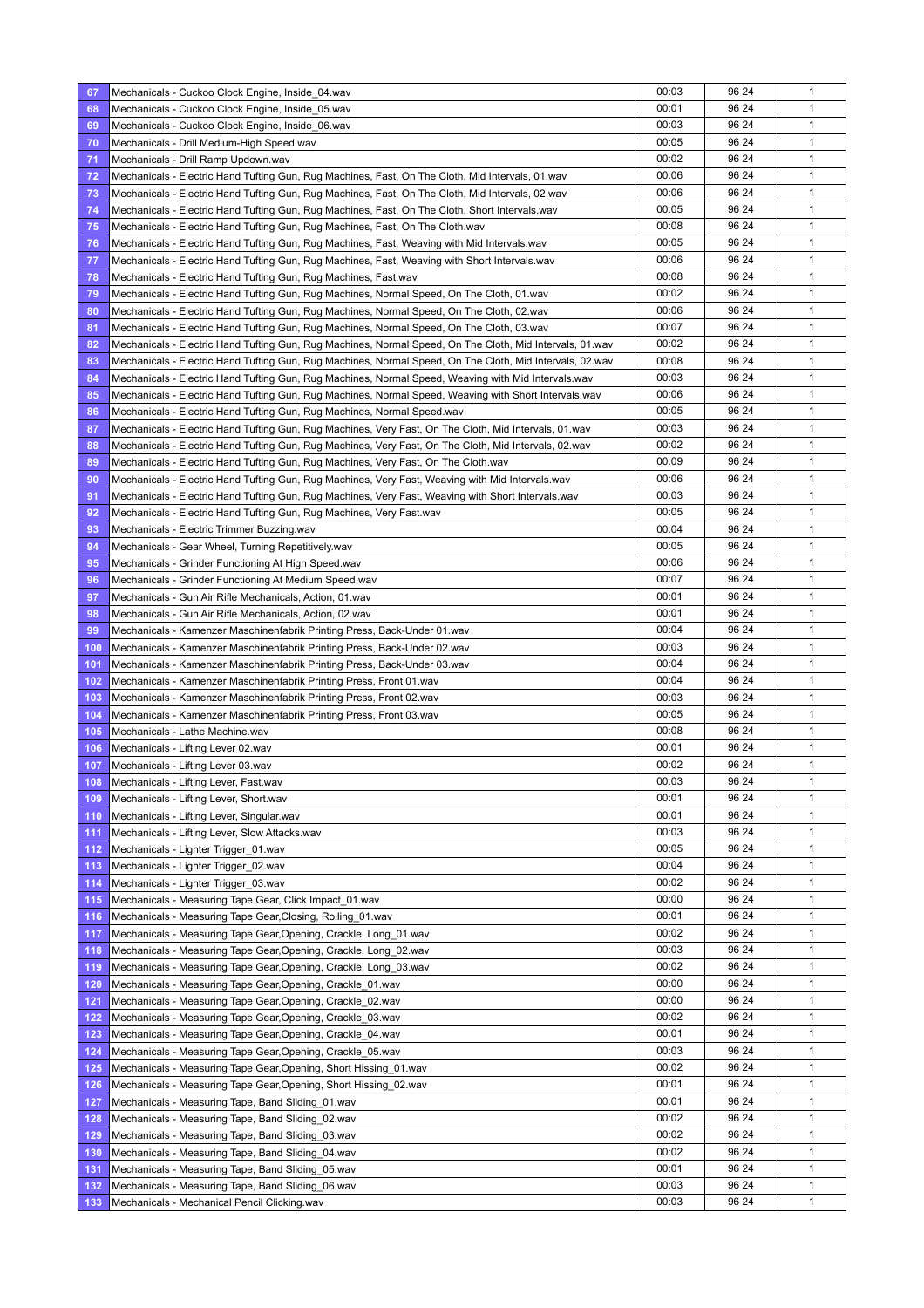| | | | | |
|---|---|---|---|---|
| 67 | Mechanicals - Cuckoo Clock Engine, Inside_04.wav | 00:03 | 96 24 | 1 |
| 68 | Mechanicals - Cuckoo Clock Engine, Inside_05.wav | 00:01 | 96 24 | 1 |
| 69 | Mechanicals - Cuckoo Clock Engine, Inside_06.wav | 00:03 | 96 24 | 1 |
| 70 | Mechanicals - Drill Medium-High Speed.wav | 00:05 | 96 24 | 1 |
| 71 | Mechanicals - Drill Ramp Updown.wav | 00:02 | 96 24 | 1 |
| 72 | Mechanicals - Electric Hand Tufting Gun, Rug Machines, Fast, On The Cloth, Mid Intervals, 01.wav | 00:06 | 96 24 | 1 |
| 73 | Mechanicals - Electric Hand Tufting Gun, Rug Machines, Fast, On The Cloth, Mid Intervals, 02.wav | 00:06 | 96 24 | 1 |
| 74 | Mechanicals - Electric Hand Tufting Gun, Rug Machines, Fast, On The Cloth, Short Intervals.wav | 00:05 | 96 24 | 1 |
| 75 | Mechanicals - Electric Hand Tufting Gun, Rug Machines, Fast, On The Cloth.wav | 00:08 | 96 24 | 1 |
| 76 | Mechanicals - Electric Hand Tufting Gun, Rug Machines, Fast, Weaving with Mid Intervals.wav | 00:05 | 96 24 | 1 |
| 77 | Mechanicals - Electric Hand Tufting Gun, Rug Machines, Fast, Weaving with Short Intervals.wav | 00:06 | 96 24 | 1 |
| 78 | Mechanicals - Electric Hand Tufting Gun, Rug Machines, Fast.wav | 00:08 | 96 24 | 1 |
| 79 | Mechanicals - Electric Hand Tufting Gun, Rug Machines, Normal Speed, On The Cloth, 01.wav | 00:02 | 96 24 | 1 |
| 80 | Mechanicals - Electric Hand Tufting Gun, Rug Machines, Normal Speed, On The Cloth, 02.wav | 00:06 | 96 24 | 1 |
| 81 | Mechanicals - Electric Hand Tufting Gun, Rug Machines, Normal Speed, On The Cloth, 03.wav | 00:07 | 96 24 | 1 |
| 82 | Mechanicals - Electric Hand Tufting Gun, Rug Machines, Normal Speed, On The Cloth, Mid Intervals, 01.wav | 00:02 | 96 24 | 1 |
| 83 | Mechanicals - Electric Hand Tufting Gun, Rug Machines, Normal Speed, On The Cloth, Mid Intervals, 02.wav | 00:08 | 96 24 | 1 |
| 84 | Mechanicals - Electric Hand Tufting Gun, Rug Machines, Normal Speed, Weaving with Mid Intervals.wav | 00:03 | 96 24 | 1 |
| 85 | Mechanicals - Electric Hand Tufting Gun, Rug Machines, Normal Speed, Weaving with Short Intervals.wav | 00:06 | 96 24 | 1 |
| 86 | Mechanicals - Electric Hand Tufting Gun, Rug Machines, Normal Speed.wav | 00:05 | 96 24 | 1 |
| 87 | Mechanicals - Electric Hand Tufting Gun, Rug Machines, Very Fast, On The Cloth, Mid Intervals, 01.wav | 00:03 | 96 24 | 1 |
| 88 | Mechanicals - Electric Hand Tufting Gun, Rug Machines, Very Fast, On The Cloth, Mid Intervals, 02.wav | 00:02 | 96 24 | 1 |
| 89 | Mechanicals - Electric Hand Tufting Gun, Rug Machines, Very Fast, On The Cloth.wav | 00:09 | 96 24 | 1 |
| 90 | Mechanicals - Electric Hand Tufting Gun, Rug Machines, Very Fast, Weaving with Mid Intervals.wav | 00:06 | 96 24 | 1 |
| 91 | Mechanicals - Electric Hand Tufting Gun, Rug Machines, Very Fast, Weaving with Short Intervals.wav | 00:03 | 96 24 | 1 |
| 92 | Mechanicals - Electric Hand Tufting Gun, Rug Machines, Very Fast.wav | 00:05 | 96 24 | 1 |
| 93 | Mechanicals - Electric Trimmer Buzzing.wav | 00:04 | 96 24 | 1 |
| 94 | Mechanicals - Gear Wheel, Turning Repetitively.wav | 00:05 | 96 24 | 1 |
| 95 | Mechanicals - Grinder Functioning At High Speed.wav | 00:06 | 96 24 | 1 |
| 96 | Mechanicals - Grinder Functioning At Medium Speed.wav | 00:07 | 96 24 | 1 |
| 97 | Mechanicals - Gun Air Rifle Mechanicals, Action, 01.wav | 00:01 | 96 24 | 1 |
| 98 | Mechanicals - Gun Air Rifle Mechanicals, Action, 02.wav | 00:01 | 96 24 | 1 |
| 99 | Mechanicals - Kamenzer Maschinenfabrik Printing Press, Back-Under 01.wav | 00:04 | 96 24 | 1 |
| 100 | Mechanicals - Kamenzer Maschinenfabrik Printing Press, Back-Under 02.wav | 00:03 | 96 24 | 1 |
| 101 | Mechanicals - Kamenzer Maschinenfabrik Printing Press, Back-Under 03.wav | 00:04 | 96 24 | 1 |
| 102 | Mechanicals - Kamenzer Maschinenfabrik Printing Press, Front 01.wav | 00:04 | 96 24 | 1 |
| 103 | Mechanicals - Kamenzer Maschinenfabrik Printing Press, Front 02.wav | 00:03 | 96 24 | 1 |
| 104 | Mechanicals - Kamenzer Maschinenfabrik Printing Press, Front 03.wav | 00:05 | 96 24 | 1 |
| 105 | Mechanicals - Lathe Machine.wav | 00:08 | 96 24 | 1 |
| 106 | Mechanicals - Lifting Lever 02.wav | 00:01 | 96 24 | 1 |
| 107 | Mechanicals - Lifting Lever 03.wav | 00:02 | 96 24 | 1 |
| 108 | Mechanicals - Lifting Lever, Fast.wav | 00:03 | 96 24 | 1 |
| 109 | Mechanicals - Lifting Lever, Short.wav | 00:01 | 96 24 | 1 |
| 110 | Mechanicals - Lifting Lever, Singular.wav | 00:01 | 96 24 | 1 |
| 111 | Mechanicals - Lifting Lever, Slow Attacks.wav | 00:03 | 96 24 | 1 |
| 112 | Mechanicals - Lighter Trigger_01.wav | 00:05 | 96 24 | 1 |
| 113 | Mechanicals - Lighter Trigger_02.wav | 00:04 | 96 24 | 1 |
| 114 | Mechanicals - Lighter Trigger_03.wav | 00:02 | 96 24 | 1 |
| 115 | Mechanicals - Measuring Tape Gear, Click Impact_01.wav | 00:00 | 96 24 | 1 |
| 116 | Mechanicals - Measuring Tape Gear,Closing, Rolling_01.wav | 00:01 | 96 24 | 1 |
| 117 | Mechanicals - Measuring Tape Gear,Opening, Crackle, Long_01.wav | 00:02 | 96 24 | 1 |
| 118 | Mechanicals - Measuring Tape Gear,Opening, Crackle, Long_02.wav | 00:03 | 96 24 | 1 |
| 119 | Mechanicals - Measuring Tape Gear,Opening, Crackle, Long_03.wav | 00:02 | 96 24 | 1 |
| 120 | Mechanicals - Measuring Tape Gear,Opening, Crackle_01.wav | 00:00 | 96 24 | 1 |
| 121 | Mechanicals - Measuring Tape Gear,Opening, Crackle_02.wav | 00:00 | 96 24 | 1 |
| 122 | Mechanicals - Measuring Tape Gear,Opening, Crackle_03.wav | 00:02 | 96 24 | 1 |
| 123 | Mechanicals - Measuring Tape Gear,Opening, Crackle_04.wav | 00:01 | 96 24 | 1 |
| 124 | Mechanicals - Measuring Tape Gear,Opening, Crackle_05.wav | 00:03 | 96 24 | 1 |
| 125 | Mechanicals - Measuring Tape Gear,Opening, Short Hissing_01.wav | 00:02 | 96 24 | 1 |
| 126 | Mechanicals - Measuring Tape Gear,Opening, Short Hissing_02.wav | 00:01 | 96 24 | 1 |
| 127 | Mechanicals - Measuring Tape, Band Sliding_01.wav | 00:01 | 96 24 | 1 |
| 128 | Mechanicals - Measuring Tape, Band Sliding_02.wav | 00:02 | 96 24 | 1 |
| 129 | Mechanicals - Measuring Tape, Band Sliding_03.wav | 00:02 | 96 24 | 1 |
| 130 | Mechanicals - Measuring Tape, Band Sliding_04.wav | 00:02 | 96 24 | 1 |
| 131 | Mechanicals - Measuring Tape, Band Sliding_05.wav | 00:01 | 96 24 | 1 |
| 132 | Mechanicals - Measuring Tape, Band Sliding_06.wav | 00:03 | 96 24 | 1 |
| 133 | Mechanicals - Mechanical Pencil Clicking.wav | 00:03 | 96 24 | 1 |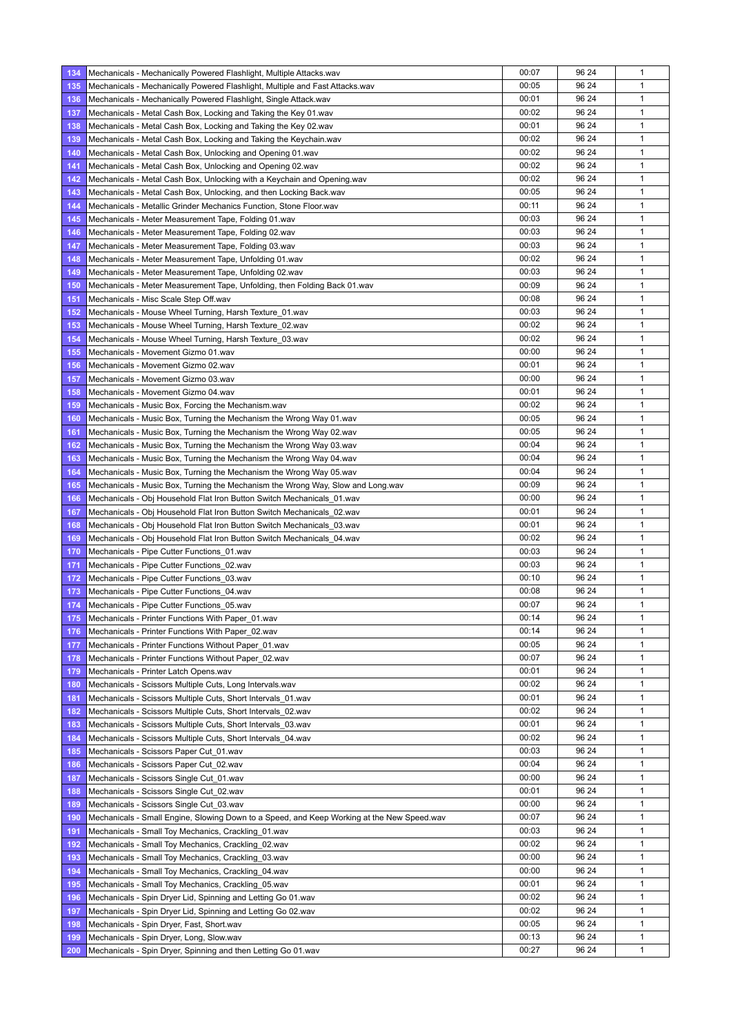| | | | | |
|---|---|---|---|---|
| 134 | Mechanicals - Mechanically Powered Flashlight, Multiple Attacks.wav | 00:07 | 96 24 | 1 |
| 135 | Mechanicals - Mechanically Powered Flashlight, Multiple and Fast Attacks.wav | 00:05 | 96 24 | 1 |
| 136 | Mechanicals - Mechanically Powered Flashlight, Single Attack.wav | 00:01 | 96 24 | 1 |
| 137 | Mechanicals - Metal Cash Box, Locking and Taking the Key 01.wav | 00:02 | 96 24 | 1 |
| 138 | Mechanicals - Metal Cash Box, Locking and Taking the Key 02.wav | 00:01 | 96 24 | 1 |
| 139 | Mechanicals - Metal Cash Box, Locking and Taking the Keychain.wav | 00:02 | 96 24 | 1 |
| 140 | Mechanicals - Metal Cash Box, Unlocking and Opening 01.wav | 00:02 | 96 24 | 1 |
| 141 | Mechanicals - Metal Cash Box, Unlocking and Opening 02.wav | 00:02 | 96 24 | 1 |
| 142 | Mechanicals - Metal Cash Box, Unlocking with a Keychain and Opening.wav | 00:02 | 96 24 | 1 |
| 143 | Mechanicals - Metal Cash Box, Unlocking, and then Locking Back.wav | 00:05 | 96 24 | 1 |
| 144 | Mechanicals - Metallic Grinder Mechanics Function, Stone Floor.wav | 00:11 | 96 24 | 1 |
| 145 | Mechanicals - Meter Measurement Tape, Folding 01.wav | 00:03 | 96 24 | 1 |
| 146 | Mechanicals - Meter Measurement Tape, Folding 02.wav | 00:03 | 96 24 | 1 |
| 147 | Mechanicals - Meter Measurement Tape, Folding 03.wav | 00:03 | 96 24 | 1 |
| 148 | Mechanicals - Meter Measurement Tape, Unfolding 01.wav | 00:02 | 96 24 | 1 |
| 149 | Mechanicals - Meter Measurement Tape, Unfolding 02.wav | 00:03 | 96 24 | 1 |
| 150 | Mechanicals - Meter Measurement Tape, Unfolding, then Folding Back 01.wav | 00:09 | 96 24 | 1 |
| 151 | Mechanicals - Misc Scale Step Off.wav | 00:08 | 96 24 | 1 |
| 152 | Mechanicals - Mouse Wheel Turning, Harsh Texture_01.wav | 00:03 | 96 24 | 1 |
| 153 | Mechanicals - Mouse Wheel Turning, Harsh Texture_02.wav | 00:02 | 96 24 | 1 |
| 154 | Mechanicals - Mouse Wheel Turning, Harsh Texture_03.wav | 00:02 | 96 24 | 1 |
| 155 | Mechanicals - Movement Gizmo 01.wav | 00:00 | 96 24 | 1 |
| 156 | Mechanicals - Movement Gizmo 02.wav | 00:01 | 96 24 | 1 |
| 157 | Mechanicals - Movement Gizmo 03.wav | 00:00 | 96 24 | 1 |
| 158 | Mechanicals - Movement Gizmo 04.wav | 00:01 | 96 24 | 1 |
| 159 | Mechanicals - Music Box, Forcing the Mechanism.wav | 00:02 | 96 24 | 1 |
| 160 | Mechanicals - Music Box, Turning the Mechanism the Wrong Way 01.wav | 00:05 | 96 24 | 1 |
| 161 | Mechanicals - Music Box, Turning the Mechanism the Wrong Way 02.wav | 00:05 | 96 24 | 1 |
| 162 | Mechanicals - Music Box, Turning the Mechanism the Wrong Way 03.wav | 00:04 | 96 24 | 1 |
| 163 | Mechanicals - Music Box, Turning the Mechanism the Wrong Way 04.wav | 00:04 | 96 24 | 1 |
| 164 | Mechanicals - Music Box, Turning the Mechanism the Wrong Way 05.wav | 00:04 | 96 24 | 1 |
| 165 | Mechanicals - Music Box, Turning the Mechanism the Wrong Way, Slow and Long.wav | 00:09 | 96 24 | 1 |
| 166 | Mechanicals - Obj Household Flat Iron Button Switch Mechanicals_01.wav | 00:00 | 96 24 | 1 |
| 167 | Mechanicals - Obj Household Flat Iron Button Switch Mechanicals_02.wav | 00:01 | 96 24 | 1 |
| 168 | Mechanicals - Obj Household Flat Iron Button Switch Mechanicals_03.wav | 00:01 | 96 24 | 1 |
| 169 | Mechanicals - Obj Household Flat Iron Button Switch Mechanicals_04.wav | 00:02 | 96 24 | 1 |
| 170 | Mechanicals - Pipe Cutter Functions_01.wav | 00:03 | 96 24 | 1 |
| 171 | Mechanicals - Pipe Cutter Functions_02.wav | 00:03 | 96 24 | 1 |
| 172 | Mechanicals - Pipe Cutter Functions_03.wav | 00:10 | 96 24 | 1 |
| 173 | Mechanicals - Pipe Cutter Functions_04.wav | 00:08 | 96 24 | 1 |
| 174 | Mechanicals - Pipe Cutter Functions_05.wav | 00:07 | 96 24 | 1 |
| 175 | Mechanicals - Printer Functions With Paper_01.wav | 00:14 | 96 24 | 1 |
| 176 | Mechanicals - Printer Functions With Paper_02.wav | 00:14 | 96 24 | 1 |
| 177 | Mechanicals - Printer Functions Without Paper_01.wav | 00:05 | 96 24 | 1 |
| 178 | Mechanicals - Printer Functions Without Paper_02.wav | 00:07 | 96 24 | 1 |
| 179 | Mechanicals - Printer Latch Opens.wav | 00:01 | 96 24 | 1 |
| 180 | Mechanicals - Scissors Multiple Cuts, Long Intervals.wav | 00:02 | 96 24 | 1 |
| 181 | Mechanicals - Scissors Multiple Cuts, Short Intervals_01.wav | 00:01 | 96 24 | 1 |
| 182 | Mechanicals - Scissors Multiple Cuts, Short Intervals_02.wav | 00:02 | 96 24 | 1 |
| 183 | Mechanicals - Scissors Multiple Cuts, Short Intervals_03.wav | 00:01 | 96 24 | 1 |
| 184 | Mechanicals - Scissors Multiple Cuts, Short Intervals_04.wav | 00:02 | 96 24 | 1 |
| 185 | Mechanicals - Scissors Paper Cut_01.wav | 00:03 | 96 24 | 1 |
| 186 | Mechanicals - Scissors Paper Cut_02.wav | 00:04 | 96 24 | 1 |
| 187 | Mechanicals - Scissors Single Cut_01.wav | 00:00 | 96 24 | 1 |
| 188 | Mechanicals - Scissors Single Cut_02.wav | 00:01 | 96 24 | 1 |
| 189 | Mechanicals - Scissors Single Cut_03.wav | 00:00 | 96 24 | 1 |
| 190 | Mechanicals - Small Engine, Slowing Down to a Speed, and Keep Working at the New Speed.wav | 00:07 | 96 24 | 1 |
| 191 | Mechanicals - Small Toy Mechanics, Crackling_01.wav | 00:03 | 96 24 | 1 |
| 192 | Mechanicals - Small Toy Mechanics, Crackling_02.wav | 00:02 | 96 24 | 1 |
| 193 | Mechanicals - Small Toy Mechanics, Crackling_03.wav | 00:00 | 96 24 | 1 |
| 194 | Mechanicals - Small Toy Mechanics, Crackling_04.wav | 00:00 | 96 24 | 1 |
| 195 | Mechanicals - Small Toy Mechanics, Crackling_05.wav | 00:01 | 96 24 | 1 |
| 196 | Mechanicals - Spin Dryer Lid, Spinning and Letting Go 01.wav | 00:02 | 96 24 | 1 |
| 197 | Mechanicals - Spin Dryer Lid, Spinning and Letting Go 02.wav | 00:02 | 96 24 | 1 |
| 198 | Mechanicals - Spin Dryer, Fast, Short.wav | 00:05 | 96 24 | 1 |
| 199 | Mechanicals - Spin Dryer, Long, Slow.wav | 00:13 | 96 24 | 1 |
| 200 | Mechanicals - Spin Dryer, Spinning and then Letting Go 01.wav | 00:27 | 96 24 | 1 |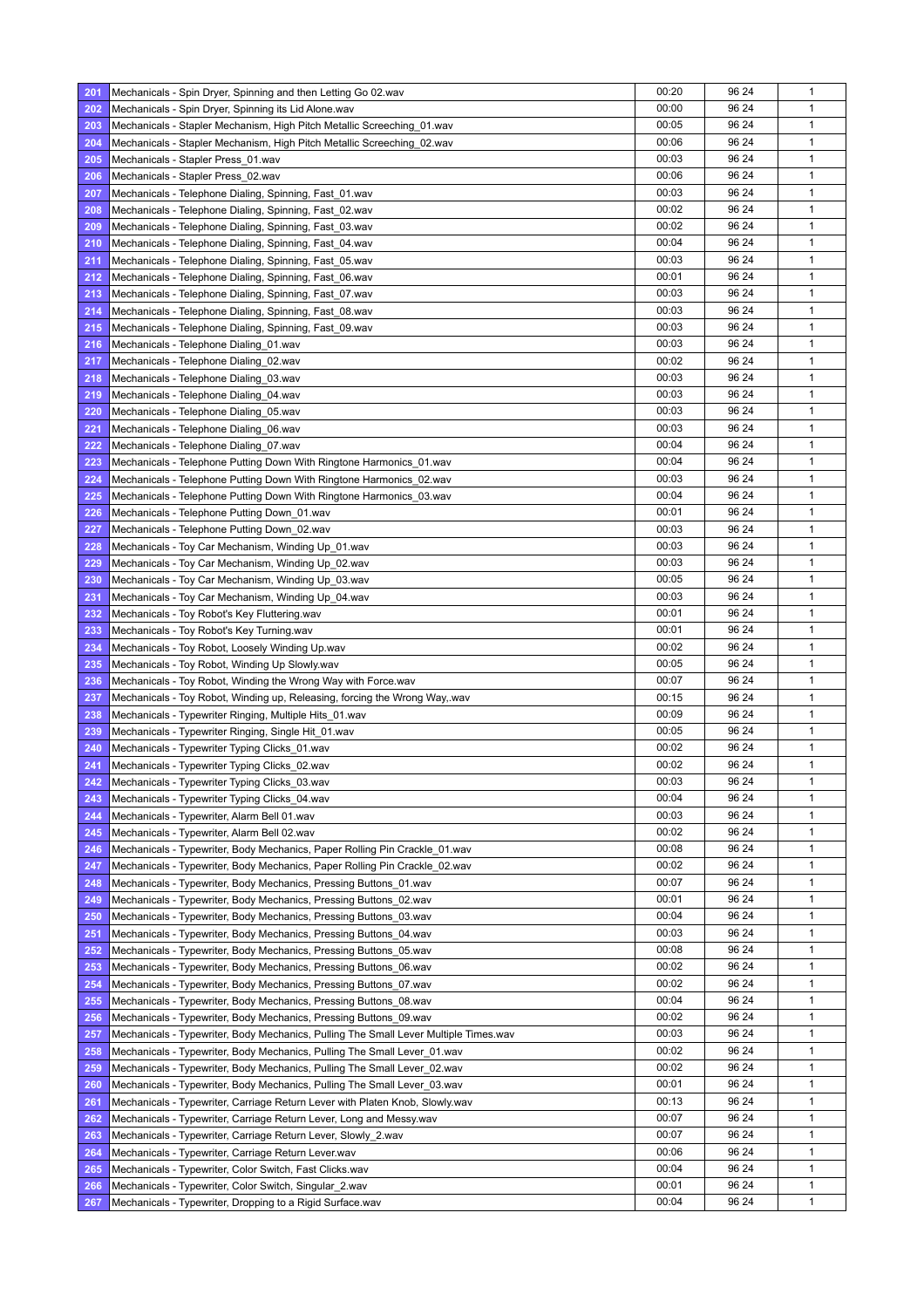| | | | | |
|---|---|---|---|---|
| 201 | Mechanicals - Spin Dryer, Spinning and then Letting Go 02.wav | 00:20 | 96 24 | 1 |
| 202 | Mechanicals - Spin Dryer, Spinning its Lid Alone.wav | 00:00 | 96 24 | 1 |
| 203 | Mechanicals - Stapler Mechanism, High Pitch Metallic Screeching_01.wav | 00:05 | 96 24 | 1 |
| 204 | Mechanicals - Stapler Mechanism, High Pitch Metallic Screeching_02.wav | 00:06 | 96 24 | 1 |
| 205 | Mechanicals - Stapler Press_01.wav | 00:03 | 96 24 | 1 |
| 206 | Mechanicals - Stapler Press_02.wav | 00:06 | 96 24 | 1 |
| 207 | Mechanicals - Telephone Dialing, Spinning, Fast_01.wav | 00:03 | 96 24 | 1 |
| 208 | Mechanicals - Telephone Dialing, Spinning, Fast_02.wav | 00:02 | 96 24 | 1 |
| 209 | Mechanicals - Telephone Dialing, Spinning, Fast_03.wav | 00:02 | 96 24 | 1 |
| 210 | Mechanicals - Telephone Dialing, Spinning, Fast_04.wav | 00:04 | 96 24 | 1 |
| 211 | Mechanicals - Telephone Dialing, Spinning, Fast_05.wav | 00:03 | 96 24 | 1 |
| 212 | Mechanicals - Telephone Dialing, Spinning, Fast_06.wav | 00:01 | 96 24 | 1 |
| 213 | Mechanicals - Telephone Dialing, Spinning, Fast_07.wav | 00:03 | 96 24 | 1 |
| 214 | Mechanicals - Telephone Dialing, Spinning, Fast_08.wav | 00:03 | 96 24 | 1 |
| 215 | Mechanicals - Telephone Dialing, Spinning, Fast_09.wav | 00:03 | 96 24 | 1 |
| 216 | Mechanicals - Telephone Dialing_01.wav | 00:03 | 96 24 | 1 |
| 217 | Mechanicals - Telephone Dialing_02.wav | 00:02 | 96 24 | 1 |
| 218 | Mechanicals - Telephone Dialing_03.wav | 00:03 | 96 24 | 1 |
| 219 | Mechanicals - Telephone Dialing_04.wav | 00:03 | 96 24 | 1 |
| 220 | Mechanicals - Telephone Dialing_05.wav | 00:03 | 96 24 | 1 |
| 221 | Mechanicals - Telephone Dialing_06.wav | 00:03 | 96 24 | 1 |
| 222 | Mechanicals - Telephone Dialing_07.wav | 00:04 | 96 24 | 1 |
| 223 | Mechanicals - Telephone Putting Down With Ringtone Harmonics_01.wav | 00:04 | 96 24 | 1 |
| 224 | Mechanicals - Telephone Putting Down With Ringtone Harmonics_02.wav | 00:03 | 96 24 | 1 |
| 225 | Mechanicals - Telephone Putting Down With Ringtone Harmonics_03.wav | 00:04 | 96 24 | 1 |
| 226 | Mechanicals - Telephone Putting Down_01.wav | 00:01 | 96 24 | 1 |
| 227 | Mechanicals - Telephone Putting Down_02.wav | 00:03 | 96 24 | 1 |
| 228 | Mechanicals - Toy Car Mechanism, Winding Up_01.wav | 00:03 | 96 24 | 1 |
| 229 | Mechanicals - Toy Car Mechanism, Winding Up_02.wav | 00:03 | 96 24 | 1 |
| 230 | Mechanicals - Toy Car Mechanism, Winding Up_03.wav | 00:05 | 96 24 | 1 |
| 231 | Mechanicals - Toy Car Mechanism, Winding Up_04.wav | 00:03 | 96 24 | 1 |
| 232 | Mechanicals - Toy Robot's Key Fluttering.wav | 00:01 | 96 24 | 1 |
| 233 | Mechanicals - Toy Robot's Key Turning.wav | 00:01 | 96 24 | 1 |
| 234 | Mechanicals - Toy Robot, Loosely Winding Up.wav | 00:02 | 96 24 | 1 |
| 235 | Mechanicals - Toy Robot, Winding Up Slowly.wav | 00:05 | 96 24 | 1 |
| 236 | Mechanicals - Toy Robot, Winding the Wrong Way with Force.wav | 00:07 | 96 24 | 1 |
| 237 | Mechanicals - Toy Robot, Winding up, Releasing, forcing the Wrong Way,.wav | 00:15 | 96 24 | 1 |
| 238 | Mechanicals - Typewriter Ringing, Multiple Hits_01.wav | 00:09 | 96 24 | 1 |
| 239 | Mechanicals - Typewriter Ringing, Single Hit_01.wav | 00:05 | 96 24 | 1 |
| 240 | Mechanicals - Typewriter Typing Clicks_01.wav | 00:02 | 96 24 | 1 |
| 241 | Mechanicals - Typewriter Typing Clicks_02.wav | 00:02 | 96 24 | 1 |
| 242 | Mechanicals - Typewriter Typing Clicks_03.wav | 00:03 | 96 24 | 1 |
| 243 | Mechanicals - Typewriter Typing Clicks_04.wav | 00:04 | 96 24 | 1 |
| 244 | Mechanicals - Typewriter, Alarm Bell 01.wav | 00:03 | 96 24 | 1 |
| 245 | Mechanicals - Typewriter, Alarm Bell 02.wav | 00:02 | 96 24 | 1 |
| 246 | Mechanicals - Typewriter, Body Mechanics, Paper Rolling Pin Crackle_01.wav | 00:08 | 96 24 | 1 |
| 247 | Mechanicals - Typewriter, Body Mechanics, Paper Rolling Pin Crackle_02.wav | 00:02 | 96 24 | 1 |
| 248 | Mechanicals - Typewriter, Body Mechanics, Pressing Buttons_01.wav | 00:07 | 96 24 | 1 |
| 249 | Mechanicals - Typewriter, Body Mechanics, Pressing Buttons_02.wav | 00:01 | 96 24 | 1 |
| 250 | Mechanicals - Typewriter, Body Mechanics, Pressing Buttons_03.wav | 00:04 | 96 24 | 1 |
| 251 | Mechanicals - Typewriter, Body Mechanics, Pressing Buttons_04.wav | 00:03 | 96 24 | 1 |
| 252 | Mechanicals - Typewriter, Body Mechanics, Pressing Buttons_05.wav | 00:08 | 96 24 | 1 |
| 253 | Mechanicals - Typewriter, Body Mechanics, Pressing Buttons_06.wav | 00:02 | 96 24 | 1 |
| 254 | Mechanicals - Typewriter, Body Mechanics, Pressing Buttons_07.wav | 00:02 | 96 24 | 1 |
| 255 | Mechanicals - Typewriter, Body Mechanics, Pressing Buttons_08.wav | 00:04 | 96 24 | 1 |
| 256 | Mechanicals - Typewriter, Body Mechanics, Pressing Buttons_09.wav | 00:02 | 96 24 | 1 |
| 257 | Mechanicals - Typewriter, Body Mechanics, Pulling The Small Lever Multiple Times.wav | 00:03 | 96 24 | 1 |
| 258 | Mechanicals - Typewriter, Body Mechanics, Pulling The Small Lever_01.wav | 00:02 | 96 24 | 1 |
| 259 | Mechanicals - Typewriter, Body Mechanics, Pulling The Small Lever_02.wav | 00:02 | 96 24 | 1 |
| 260 | Mechanicals - Typewriter, Body Mechanics, Pulling The Small Lever_03.wav | 00:01 | 96 24 | 1 |
| 261 | Mechanicals - Typewriter, Carriage Return Lever with Platen Knob, Slowly.wav | 00:13 | 96 24 | 1 |
| 262 | Mechanicals - Typewriter, Carriage Return Lever, Long and Messy.wav | 00:07 | 96 24 | 1 |
| 263 | Mechanicals - Typewriter, Carriage Return Lever, Slowly_2.wav | 00:07 | 96 24 | 1 |
| 264 | Mechanicals - Typewriter, Carriage Return Lever.wav | 00:06 | 96 24 | 1 |
| 265 | Mechanicals - Typewriter, Color Switch, Fast Clicks.wav | 00:04 | 96 24 | 1 |
| 266 | Mechanicals - Typewriter, Color Switch, Singular_2.wav | 00:01 | 96 24 | 1 |
| 267 | Mechanicals - Typewriter, Dropping to a Rigid Surface.wav | 00:04 | 96 24 | 1 |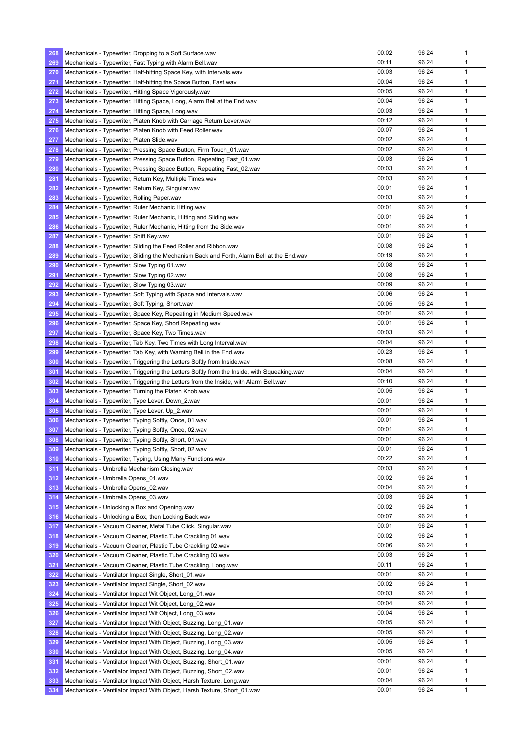| | | | | |
|---|---|---|---|---|
| 268 | Mechanicals - Typewriter, Dropping to a Soft Surface.wav | 00:02 | 96 24 | 1 |
| 269 | Mechanicals - Typewriter, Fast Typing with Alarm Bell.wav | 00:11 | 96 24 | 1 |
| 270 | Mechanicals - Typewriter, Half-hitting Space Key, with Intervals.wav | 00:03 | 96 24 | 1 |
| 271 | Mechanicals - Typewriter, Half-hitting the Space Button, Fast.wav | 00:04 | 96 24 | 1 |
| 272 | Mechanicals - Typewriter, Hitting Space Vigorously.wav | 00:05 | 96 24 | 1 |
| 273 | Mechanicals - Typewriter, Hitting Space, Long, Alarm Bell at the End.wav | 00:04 | 96 24 | 1 |
| 274 | Mechanicals - Typewriter, Hitting Space, Long.wav | 00:03 | 96 24 | 1 |
| 275 | Mechanicals - Typewriter, Platen Knob with Carriage Return Lever.wav | 00:12 | 96 24 | 1 |
| 276 | Mechanicals - Typewriter, Platen Knob with Feed Roller.wav | 00:07 | 96 24 | 1 |
| 277 | Mechanicals - Typewriter, Platen Slide.wav | 00:02 | 96 24 | 1 |
| 278 | Mechanicals - Typewriter, Pressing Space Button, Firm Touch_01.wav | 00:02 | 96 24 | 1 |
| 279 | Mechanicals - Typewriter, Pressing Space Button, Repeating Fast_01.wav | 00:03 | 96 24 | 1 |
| 280 | Mechanicals - Typewriter, Pressing Space Button, Repeating Fast_02.wav | 00:03 | 96 24 | 1 |
| 281 | Mechanicals - Typewriter, Return Key, Multiple Times.wav | 00:03 | 96 24 | 1 |
| 282 | Mechanicals - Typewriter, Return Key, Singular.wav | 00:01 | 96 24 | 1 |
| 283 | Mechanicals - Typewriter, Rolling Paper.wav | 00:03 | 96 24 | 1 |
| 284 | Mechanicals - Typewriter, Ruler Mechanic Hitting.wav | 00:01 | 96 24 | 1 |
| 285 | Mechanicals - Typewriter, Ruler Mechanic, Hitting and Sliding.wav | 00:01 | 96 24 | 1 |
| 286 | Mechanicals - Typewriter, Ruler Mechanic, Hitting from the Side.wav | 00:01 | 96 24 | 1 |
| 287 | Mechanicals - Typewriter, Shift Key.wav | 00:01 | 96 24 | 1 |
| 288 | Mechanicals - Typewriter, Sliding the Feed Roller and Ribbon.wav | 00:08 | 96 24 | 1 |
| 289 | Mechanicals - Typewriter, Sliding the Mechanism Back and Forth, Alarm Bell at the End.wav | 00:19 | 96 24 | 1 |
| 290 | Mechanicals - Typewriter, Slow Typing 01.wav | 00:08 | 96 24 | 1 |
| 291 | Mechanicals - Typewriter, Slow Typing 02.wav | 00:08 | 96 24 | 1 |
| 292 | Mechanicals - Typewriter, Slow Typing 03.wav | 00:09 | 96 24 | 1 |
| 293 | Mechanicals - Typewriter, Soft Typing with Space and Intervals.wav | 00:06 | 96 24 | 1 |
| 294 | Mechanicals - Typewriter, Soft Typing, Short.wav | 00:05 | 96 24 | 1 |
| 295 | Mechanicals - Typewriter, Space Key, Repeating in Medium Speed.wav | 00:01 | 96 24 | 1 |
| 296 | Mechanicals - Typewriter, Space Key, Short Repeating.wav | 00:01 | 96 24 | 1 |
| 297 | Mechanicals - Typewriter, Space Key, Two Times.wav | 00:03 | 96 24 | 1 |
| 298 | Mechanicals - Typewriter, Tab Key, Two Times with Long Interval.wav | 00:04 | 96 24 | 1 |
| 299 | Mechanicals - Typewriter, Tab Key, with Warning Bell in the End.wav | 00:23 | 96 24 | 1 |
| 300 | Mechanicals - Typewriter, Triggering the Letters Softly from Inside.wav | 00:08 | 96 24 | 1 |
| 301 | Mechanicals - Typewriter, Triggering the Letters Softly from the Inside, with Squeaking.wav | 00:04 | 96 24 | 1 |
| 302 | Mechanicals - Typewriter, Triggering the Letters from the Inside, with Alarm Bell.wav | 00:10 | 96 24 | 1 |
| 303 | Mechanicals - Typewriter, Turning the Platen Knob.wav | 00:05 | 96 24 | 1 |
| 304 | Mechanicals - Typewriter, Type Lever, Down_2.wav | 00:01 | 96 24 | 1 |
| 305 | Mechanicals - Typewriter, Type Lever, Up_2.wav | 00:01 | 96 24 | 1 |
| 306 | Mechanicals - Typewriter, Typing Softly, Once, 01.wav | 00:01 | 96 24 | 1 |
| 307 | Mechanicals - Typewriter, Typing Softly, Once, 02.wav | 00:01 | 96 24 | 1 |
| 308 | Mechanicals - Typewriter, Typing Softly, Short, 01.wav | 00:01 | 96 24 | 1 |
| 309 | Mechanicals - Typewriter, Typing Softly, Short, 02.wav | 00:01 | 96 24 | 1 |
| 310 | Mechanicals - Typewriter, Typing, Using Many Functions.wav | 00:22 | 96 24 | 1 |
| 311 | Mechanicals - Umbrella Mechanism Closing.wav | 00:03 | 96 24 | 1 |
| 312 | Mechanicals - Umbrella Opens_01.wav | 00:02 | 96 24 | 1 |
| 313 | Mechanicals - Umbrella Opens_02.wav | 00:04 | 96 24 | 1 |
| 314 | Mechanicals - Umbrella Opens_03.wav | 00:03 | 96 24 | 1 |
| 315 | Mechanicals - Unlocking a Box and Opening.wav | 00:02 | 96 24 | 1 |
| 316 | Mechanicals - Unlocking a Box, then Locking Back.wav | 00:07 | 96 24 | 1 |
| 317 | Mechanicals - Vacuum Cleaner, Metal Tube Click, Singular.wav | 00:01 | 96 24 | 1 |
| 318 | Mechanicals - Vacuum Cleaner, Plastic Tube Crackling 01.wav | 00:02 | 96 24 | 1 |
| 319 | Mechanicals - Vacuum Cleaner, Plastic Tube Crackling 02.wav | 00:06 | 96 24 | 1 |
| 320 | Mechanicals - Vacuum Cleaner, Plastic Tube Crackling 03.wav | 00:03 | 96 24 | 1 |
| 321 | Mechanicals - Vacuum Cleaner, Plastic Tube Crackling, Long.wav | 00:11 | 96 24 | 1 |
| 322 | Mechanicals - Ventilator Impact Single, Short_01.wav | 00:01 | 96 24 | 1 |
| 323 | Mechanicals - Ventilator Impact Single, Short_02.wav | 00:02 | 96 24 | 1 |
| 324 | Mechanicals - Ventilator Impact Wit Object, Long_01.wav | 00:03 | 96 24 | 1 |
| 325 | Mechanicals - Ventilator Impact Wit Object, Long_02.wav | 00:04 | 96 24 | 1 |
| 326 | Mechanicals - Ventilator Impact Wit Object, Long_03.wav | 00:04 | 96 24 | 1 |
| 327 | Mechanicals - Ventilator Impact With Object, Buzzing, Long_01.wav | 00:05 | 96 24 | 1 |
| 328 | Mechanicals - Ventilator Impact With Object, Buzzing, Long_02.wav | 00:05 | 96 24 | 1 |
| 329 | Mechanicals - Ventilator Impact With Object, Buzzing, Long_03.wav | 00:05 | 96 24 | 1 |
| 330 | Mechanicals - Ventilator Impact With Object, Buzzing, Long_04.wav | 00:05 | 96 24 | 1 |
| 331 | Mechanicals - Ventilator Impact With Object, Buzzing, Short_01.wav | 00:01 | 96 24 | 1 |
| 332 | Mechanicals - Ventilator Impact With Object, Buzzing, Short_02.wav | 00:01 | 96 24 | 1 |
| 333 | Mechanicals - Ventilator Impact With Object, Harsh Texture, Long.wav | 00:04 | 96 24 | 1 |
| 334 | Mechanicals - Ventilator Impact With Object, Harsh Texture, Short_01.wav | 00:01 | 96 24 | 1 |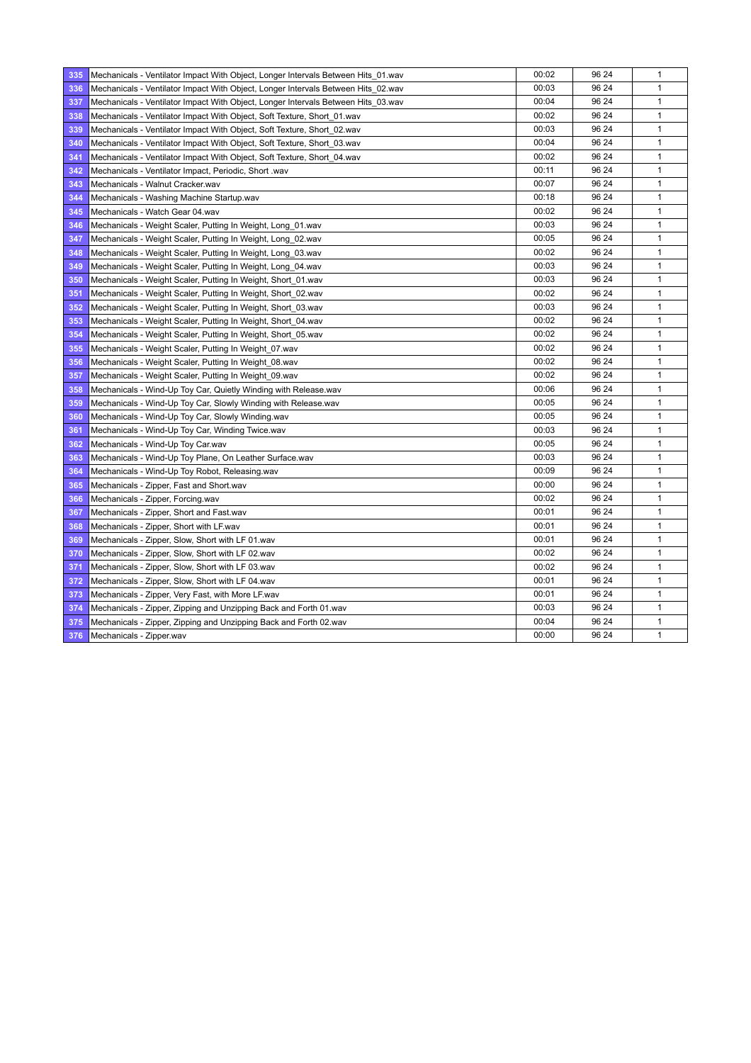| | | | | |
|---|---|---|---|---|
| 335 | Mechanicals - Ventilator Impact With Object, Longer Intervals Between Hits_01.wav | 00:02 | 96 24 | 1 |
| 336 | Mechanicals - Ventilator Impact With Object, Longer Intervals Between Hits_02.wav | 00:03 | 96 24 | 1 |
| 337 | Mechanicals - Ventilator Impact With Object, Longer Intervals Between Hits_03.wav | 00:04 | 96 24 | 1 |
| 338 | Mechanicals - Ventilator Impact With Object, Soft Texture, Short_01.wav | 00:02 | 96 24 | 1 |
| 339 | Mechanicals - Ventilator Impact With Object, Soft Texture, Short_02.wav | 00:03 | 96 24 | 1 |
| 340 | Mechanicals - Ventilator Impact With Object, Soft Texture, Short_03.wav | 00:04 | 96 24 | 1 |
| 341 | Mechanicals - Ventilator Impact With Object, Soft Texture, Short_04.wav | 00:02 | 96 24 | 1 |
| 342 | Mechanicals - Ventilator Impact, Periodic, Short .wav | 00:11 | 96 24 | 1 |
| 343 | Mechanicals - Walnut Cracker.wav | 00:07 | 96 24 | 1 |
| 344 | Mechanicals - Washing Machine Startup.wav | 00:18 | 96 24 | 1 |
| 345 | Mechanicals - Watch Gear 04.wav | 00:02 | 96 24 | 1 |
| 346 | Mechanicals - Weight Scaler, Putting In Weight, Long_01.wav | 00:03 | 96 24 | 1 |
| 347 | Mechanicals - Weight Scaler, Putting In Weight, Long_02.wav | 00:05 | 96 24 | 1 |
| 348 | Mechanicals - Weight Scaler, Putting In Weight, Long_03.wav | 00:02 | 96 24 | 1 |
| 349 | Mechanicals - Weight Scaler, Putting In Weight, Long_04.wav | 00:03 | 96 24 | 1 |
| 350 | Mechanicals - Weight Scaler, Putting In Weight, Short_01.wav | 00:03 | 96 24 | 1 |
| 351 | Mechanicals - Weight Scaler, Putting In Weight, Short_02.wav | 00:02 | 96 24 | 1 |
| 352 | Mechanicals - Weight Scaler, Putting In Weight, Short_03.wav | 00:03 | 96 24 | 1 |
| 353 | Mechanicals - Weight Scaler, Putting In Weight, Short_04.wav | 00:02 | 96 24 | 1 |
| 354 | Mechanicals - Weight Scaler, Putting In Weight, Short_05.wav | 00:02 | 96 24 | 1 |
| 355 | Mechanicals - Weight Scaler, Putting In Weight_07.wav | 00:02 | 96 24 | 1 |
| 356 | Mechanicals - Weight Scaler, Putting In Weight_08.wav | 00:02 | 96 24 | 1 |
| 357 | Mechanicals - Weight Scaler, Putting In Weight_09.wav | 00:02 | 96 24 | 1 |
| 358 | Mechanicals - Wind-Up Toy Car, Quietly Winding with Release.wav | 00:06 | 96 24 | 1 |
| 359 | Mechanicals - Wind-Up Toy Car, Slowly Winding with Release.wav | 00:05 | 96 24 | 1 |
| 360 | Mechanicals - Wind-Up Toy Car, Slowly Winding.wav | 00:05 | 96 24 | 1 |
| 361 | Mechanicals - Wind-Up Toy Car, Winding Twice.wav | 00:03 | 96 24 | 1 |
| 362 | Mechanicals - Wind-Up Toy Car.wav | 00:05 | 96 24 | 1 |
| 363 | Mechanicals - Wind-Up Toy Plane, On Leather Surface.wav | 00:03 | 96 24 | 1 |
| 364 | Mechanicals - Wind-Up Toy Robot, Releasing.wav | 00:09 | 96 24 | 1 |
| 365 | Mechanicals - Zipper, Fast and Short.wav | 00:00 | 96 24 | 1 |
| 366 | Mechanicals - Zipper, Forcing.wav | 00:02 | 96 24 | 1 |
| 367 | Mechanicals - Zipper, Short and Fast.wav | 00:01 | 96 24 | 1 |
| 368 | Mechanicals - Zipper, Short with LF.wav | 00:01 | 96 24 | 1 |
| 369 | Mechanicals - Zipper, Slow, Short with LF 01.wav | 00:01 | 96 24 | 1 |
| 370 | Mechanicals - Zipper, Slow, Short with LF 02.wav | 00:02 | 96 24 | 1 |
| 371 | Mechanicals - Zipper, Slow, Short with LF 03.wav | 00:02 | 96 24 | 1 |
| 372 | Mechanicals - Zipper, Slow, Short with LF 04.wav | 00:01 | 96 24 | 1 |
| 373 | Mechanicals - Zipper, Very Fast, with More LF.wav | 00:01 | 96 24 | 1 |
| 374 | Mechanicals - Zipper, Zipping and Unzipping Back and Forth 01.wav | 00:03 | 96 24 | 1 |
| 375 | Mechanicals - Zipper, Zipping and Unzipping Back and Forth 02.wav | 00:04 | 96 24 | 1 |
| 376 | Mechanicals - Zipper.wav | 00:00 | 96 24 | 1 |